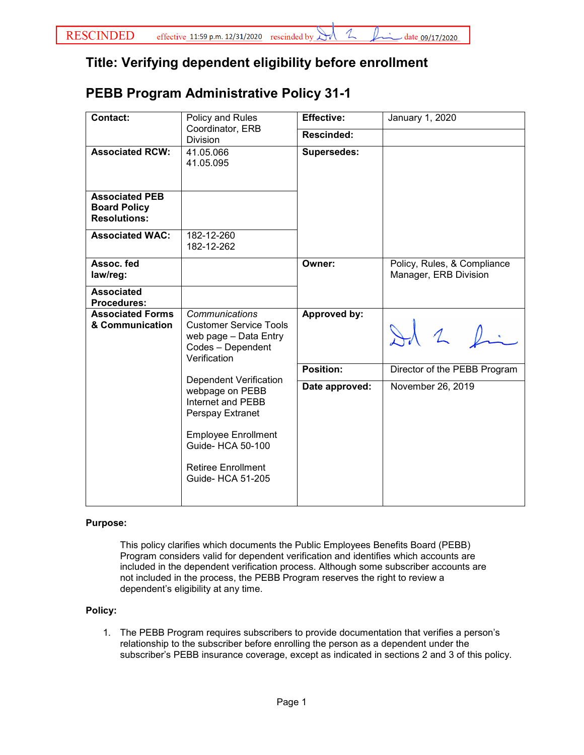RESCINDED effective 11:59 p.m. 12/31/2020 rescinded by [signature] date 09/17/2020

# Title: Verifying dependent eligibility before enrollment

# PEBB Program Administrative Policy 31-1

| | | | |
|---|---|---|---|
| **Contact:** | Policy and Rules Coordinator, ERB Division | **Effective:** | January 1, 2020 |
| | | **Rescinded:** | |
| **Associated RCW:** | 41.05.066<br>41.05.095 | **Supersedes:** | |
| **Associated PEB Board Policy Resolutions:** | | | |
| **Associated WAC:** | 182-12-260<br>182-12-262 | | |
| **Assoc. fed law/reg:** | | **Owner:** | Policy, Rules, & Compliance Manager, ERB Division |
| **Associated Procedures:** | | | |
| **Associated Forms & Communication** | *Communications*<br>Customer Service Tools web page – Data Entry Codes – Dependent Verification<br><br>Dependent Verification webpage on PEBB Internet and PEBB Perspay Extranet<br><br>Employee Enrollment Guide- HCA 50-100<br><br>Retiree Enrollment Guide- HCA 51-205 | **Approved by:** | [signature] |
| | | **Position:** | Director of the PEBB Program |
| | | **Date approved:** | November 26, 2019 |

**Purpose:**

This policy clarifies which documents the Public Employees Benefits Board (PEBB) Program considers valid for dependent verification and identifies which accounts are included in the dependent verification process. Although some subscriber accounts are not included in the process, the PEBB Program reserves the right to review a dependent's eligibility at any time.

**Policy:**

1. The PEBB Program requires subscribers to provide documentation that verifies a person's relationship to the subscriber before enrolling the person as a dependent under the subscriber's PEBB insurance coverage, except as indicated in sections 2 and 3 of this policy.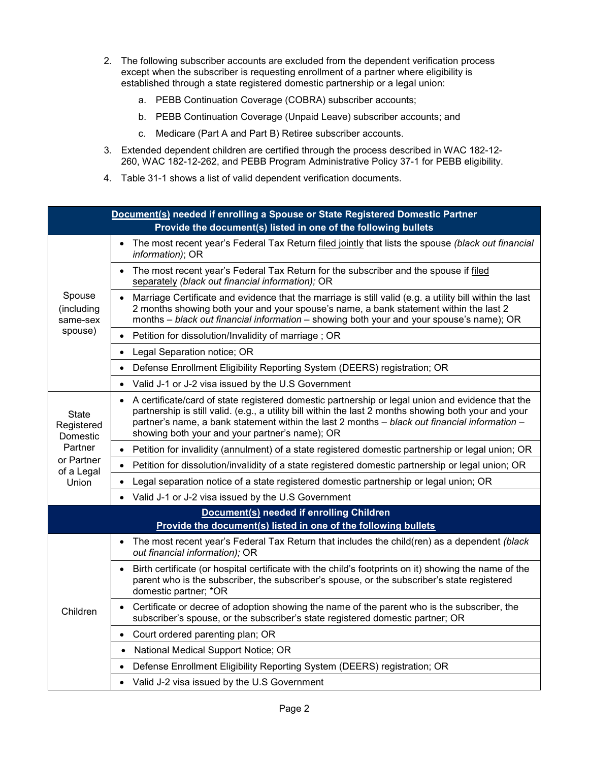2. The following subscriber accounts are excluded from the dependent verification process except when the subscriber is requesting enrollment of a partner where eligibility is established through a state registered domestic partnership or a legal union:

    a. PEBB Continuation Coverage (COBRA) subscriber accounts;

    b. PEBB Continuation Coverage (Unpaid Leave) subscriber accounts; and

    c. Medicare (Part A and Part B) Retiree subscriber accounts.

3. Extended dependent children are certified through the process described in WAC 182-12-260, WAC 182-12-262, and PEBB Program Administrative Policy 37-1 for PEBB eligibility.

4. Table 31-1 shows a list of valid dependent verification documents.

| **Document(s) needed if enrolling a Spouse or State Registered Domestic Partner**<br>**Provide the document(s) listed in one of the following bullets** | |
|---|---|
| Spouse (including same-sex spouse) | • The most recent year's Federal Tax Return filed jointly that lists the spouse *(black out financial information)*; OR |
| | • The most recent year's Federal Tax Return for the subscriber and the spouse if filed separately *(black out financial information);* OR |
| | • Marriage Certificate and evidence that the marriage is still valid (e.g. a utility bill within the last 2 months showing both your and your spouse's name, a bank statement within the last 2 months – *black out financial information* – showing both your and your spouse's name); OR |
| | • Petition for dissolution/Invalidity of marriage ; OR |
| | • Legal Separation notice; OR |
| | • Defense Enrollment Eligibility Reporting System (DEERS) registration; OR |
| | • Valid J-1 or J-2 visa issued by the U.S Government |
| State Registered Domestic Partner or Partner of a Legal Union | • A certificate/card of state registered domestic partnership or legal union and evidence that the partnership is still valid. (e.g., a utility bill within the last 2 months showing both your and your partner's name, a bank statement within the last 2 months – *black out financial information* – showing both your and your partner's name); OR |
| | • Petition for invalidity (annulment) of a state registered domestic partnership or legal union; OR |
| | • Petition for dissolution/invalidity of a state registered domestic partnership or legal union; OR |
| | • Legal separation notice of a state registered domestic partnership or legal union; OR |
| | • Valid J-1 or J-2 visa issued by the U.S Government |
| **Document(s) needed if enrolling Children**<br>**Provide the document(s) listed in one of the following bullets** | |
| Children | • The most recent year's Federal Tax Return that includes the child(ren) as a dependent *(black out financial information);* OR |
| | • Birth certificate (or hospital certificate with the child's footprints on it) showing the name of the parent who is the subscriber, the subscriber's spouse, or the subscriber's state registered domestic partner; *OR |
| | • Certificate or decree of adoption showing the name of the parent who is the subscriber, the subscriber's spouse, or the subscriber's state registered domestic partner; OR |
| | • Court ordered parenting plan; OR |
| | • National Medical Support Notice; OR |
| | • Defense Enrollment Eligibility Reporting System (DEERS) registration; OR |
| | • Valid J-2 visa issued by the U.S Government |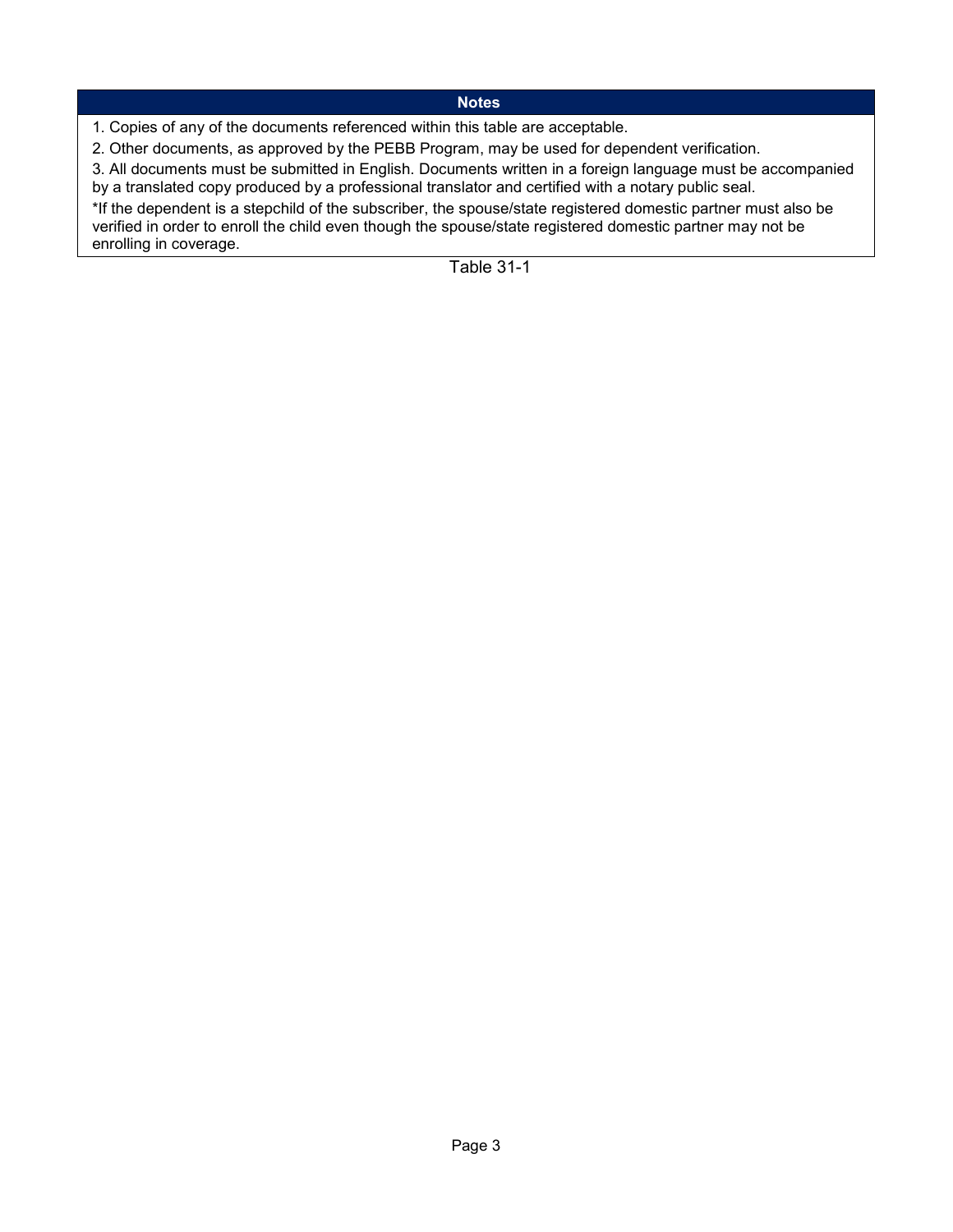| Notes |
| --- |
| 1. Copies of any of the documents referenced within this table are acceptable. |
| 2. Other documents, as approved by the PEBB Program, may be used for dependent verification. |
| 3. All documents must be submitted in English. Documents written in a foreign language must be accompanied by a translated copy produced by a professional translator and certified with a notary public seal. |
| *If the dependent is a stepchild of the subscriber, the spouse/state registered domestic partner must also be verified in order to enroll the child even though the spouse/state registered domestic partner may not be enrolling in coverage. |

Table 31-1